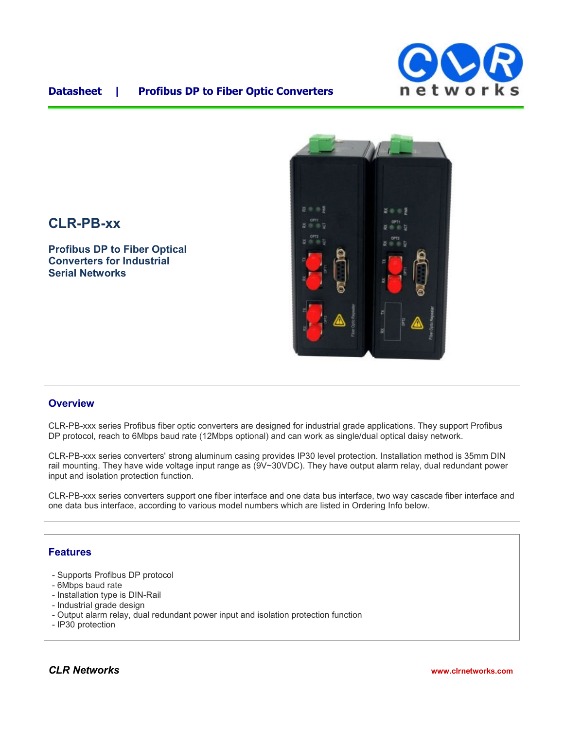Datasheet | Profibus DP to Fiber Optic Converters

# CLR-PB-xx

## Profibus DP to Fiber Optical Converters for Industrial Serial Networks

## Overview

CLR-PB-xxx series Profibus fiber optic converters are designed for industrial grade applications. They support Profibus DP protocol, reach to 6Mbps baud rate (12Mbps optional) and can work as single/dual optical daisy network.

CLR-PB-xxx series converters' strong aluminum casing provides IP30 level protection. Installation method is 35mm DIN rail mounting. They have wide voltage input range as (9V~30VDC). They have output alarm relay, dual redundant power input and isolation protection function.

CLR-PB-xxx series converters support one fiber interface and one data bus interface, two way cascade fiber interface and one data bus interface, according to various model numbers which are listed in Ordering Info below.

## Features

- Supports Profibus DP protocol
- 6Mbps baud rate
- Installation type is DIN-Rail
- Industrial grade design
- Output alarm relay, dual redundant power input and isolation protection function
- IP30 protection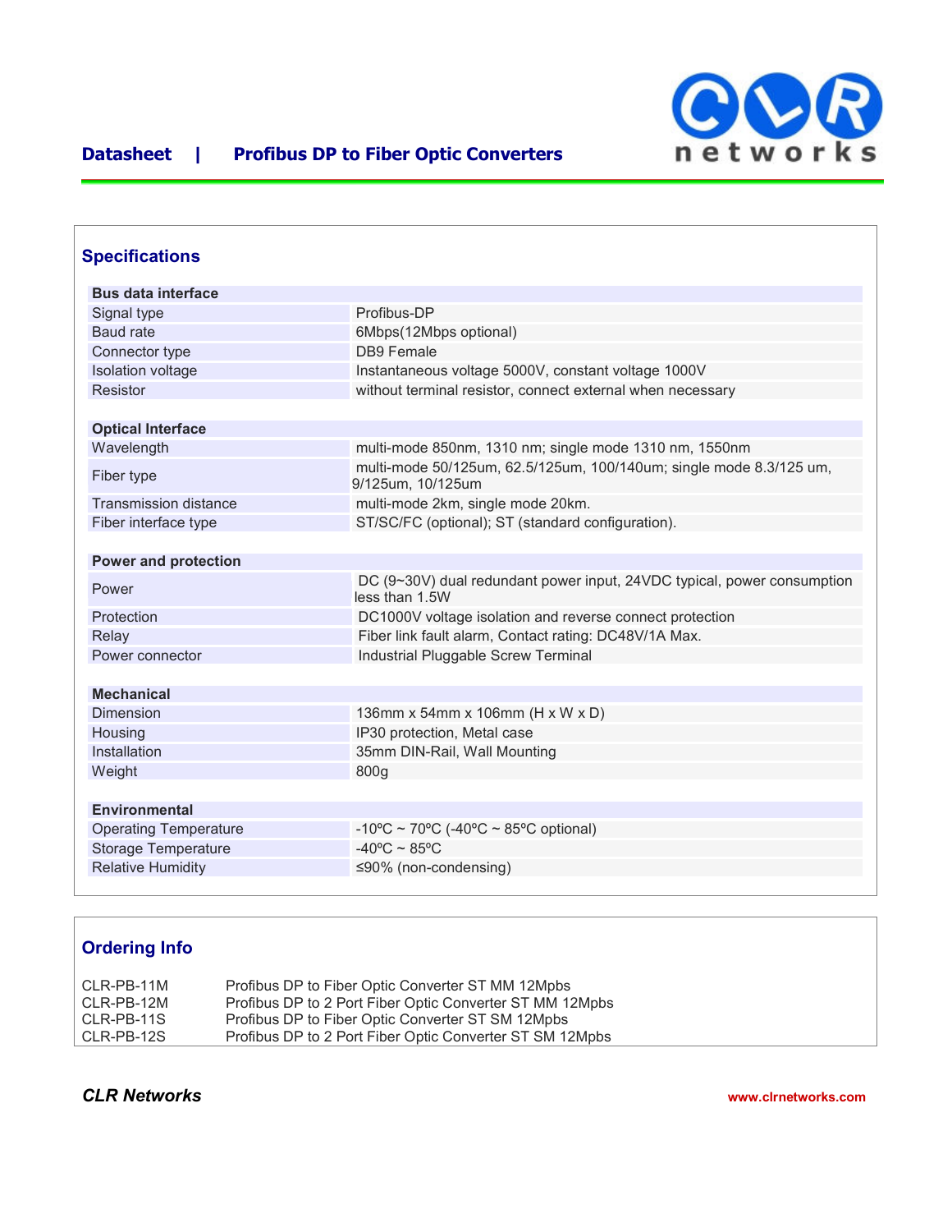# Datasheet | Profibus DP to Fiber Optic Converters

## Specifications

| | |
|---|---|
| **Bus data interface** | |
| Signal type | Profibus-DP |
| Baud rate | 6Mbps(12Mbps optional) |
| Connector type | DB9 Female |
| Isolation voltage | Instantaneous voltage 5000V, constant voltage 1000V |
| Resistor | without terminal resistor, connect external when necessary |
| **Optical Interface** | |
| Wavelength | multi-mode 850nm, 1310 nm; single mode 1310 nm, 1550nm |
| Fiber type | multi-mode 50/125um, 62.5/125um, 100/140um; single mode 8.3/125 um, 9/125um, 10/125um |
| Transmission distance | multi-mode 2km, single mode 20km. |
| Fiber interface type | ST/SC/FC (optional); ST (standard configuration). |
| **Power and protection** | |
| Power | DC (9~30V) dual redundant power input, 24VDC typical, power consumption less than 1.5W |
| Protection | DC1000V voltage isolation and reverse connect protection |
| Relay | Fiber link fault alarm, Contact rating: DC48V/1A Max. |
| Power connector | Industrial Pluggable Screw Terminal |
| **Mechanical** | |
| Dimension | 136mm x 54mm x 106mm (H x W x D) |
| Housing | IP30 protection, Metal case |
| Installation | 35mm DIN-Rail, Wall Mounting |
| Weight | 800g |
| **Environmental** | |
| Operating Temperature | -10ºC ~ 70ºC (-40ºC ~ 85ºC optional) |
| Storage Temperature | -40ºC ~ 85ºC |
| Relative Humidity | ≤90% (non-condensing) |

## Ordering Info

| | |
|---|---|
| CLR-PB-11M | Profibus DP to Fiber Optic Converter ST MM 12Mpbs |
| CLR-PB-12M | Profibus DP to 2 Port Fiber Optic Converter ST MM 12Mpbs |
| CLR-PB-11S | Profibus DP to Fiber Optic Converter ST SM 12Mpbs |
| CLR-PB-12S | Profibus DP to 2 Port Fiber Optic Converter ST SM 12Mpbs |

***CLR Networks***

www.clrnetworks.com